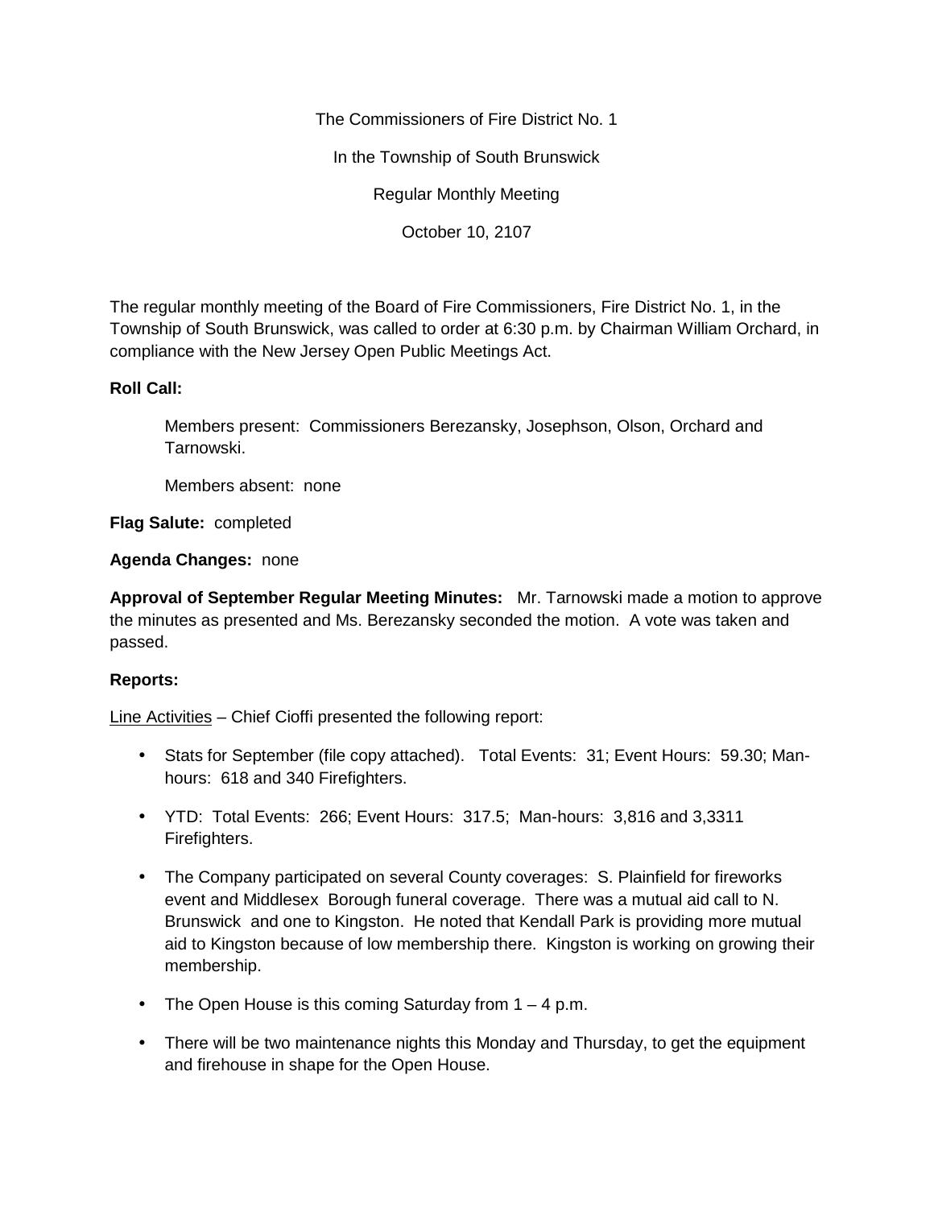The Commissioners of Fire District No. 1

In the Township of South Brunswick

Regular Monthly Meeting

October 10, 2107

The regular monthly meeting of the Board of Fire Commissioners, Fire District No. 1, in the Township of South Brunswick, was called to order at 6:30 p.m. by Chairman William Orchard, in compliance with the New Jersey Open Public Meetings Act.

**Roll Call:**

Members present: Commissioners Berezansky, Josephson, Olson, Orchard and Tarnowski.

Members absent: none

**Flag Salute:** completed

**Agenda Changes:** none

**Approval of September Regular Meeting Minutes:** Mr. Tarnowski made a motion to approve the minutes as presented and Ms. Berezansky seconded the motion. A vote was taken and passed.

**Reports:**

<u>Line Activities</u> – Chief Cioffi presented the following report:

- Stats for September (file copy attached). Total Events: 31; Event Hours: 59.30; Man-hours: 618 and 340 Firefighters.
- YTD: Total Events: 266; Event Hours: 317.5; Man-hours: 3,816 and 3,3311 Firefighters.
- The Company participated on several County coverages: S. Plainfield for fireworks event and Middlesex Borough funeral coverage. There was a mutual aid call to N. Brunswick and one to Kingston. He noted that Kendall Park is providing more mutual aid to Kingston because of low membership there. Kingston is working on growing their membership.
- The Open House is this coming Saturday from 1 – 4 p.m.
- There will be two maintenance nights this Monday and Thursday, to get the equipment and firehouse in shape for the Open House.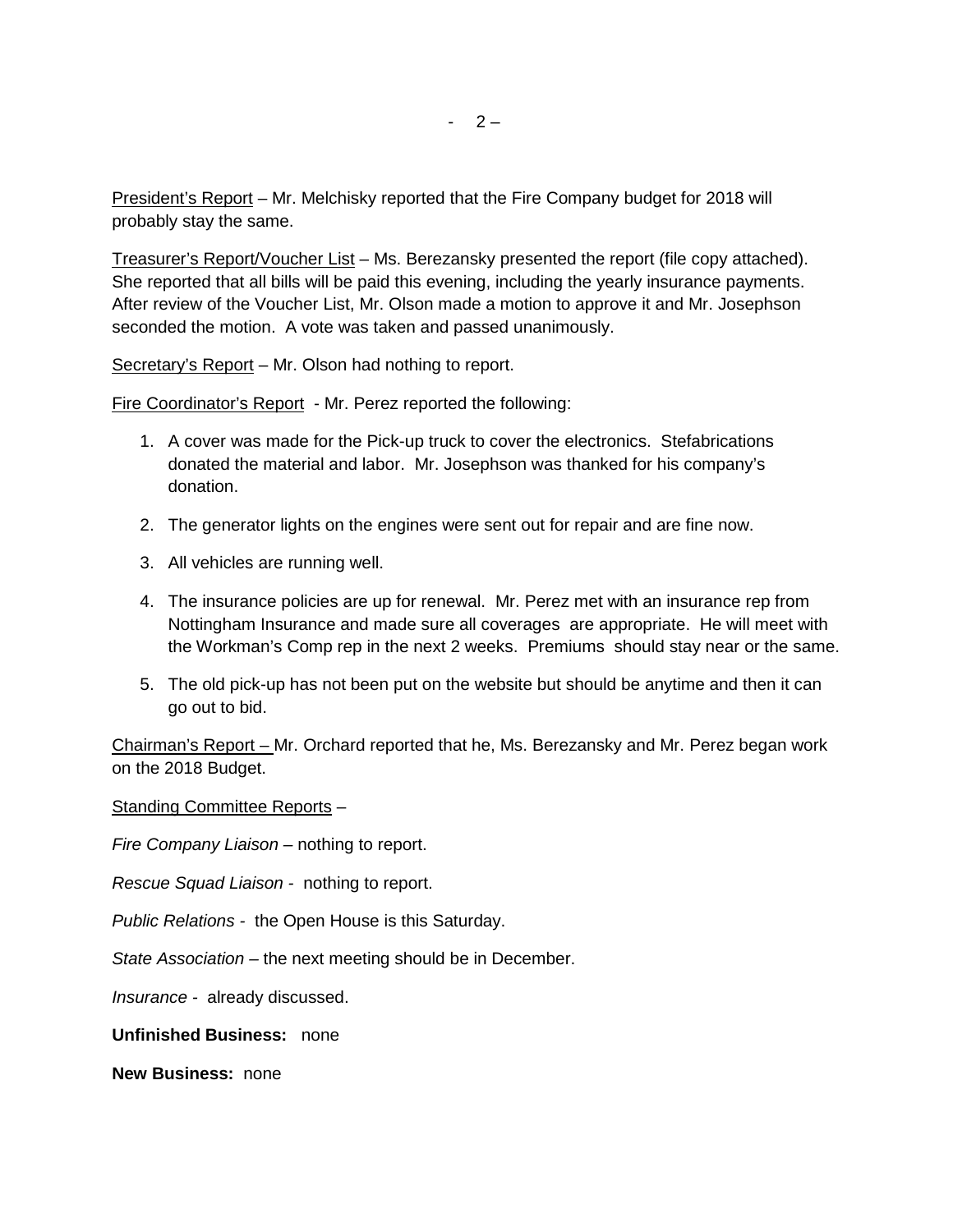President's Report – Mr. Melchisky reported that the Fire Company budget for 2018 will probably stay the same.

Treasurer's Report/Voucher List – Ms. Berezansky presented the report (file copy attached). She reported that all bills will be paid this evening, including the yearly insurance payments. After review of the Voucher List, Mr. Olson made a motion to approve it and Mr. Josephson seconded the motion. A vote was taken and passed unanimously.

Secretary's Report – Mr. Olson had nothing to report.

Fire Coordinator's Report - Mr. Perez reported the following:

1. A cover was made for the Pick-up truck to cover the electronics. Stefabrications donated the material and labor. Mr. Josephson was thanked for his company's donation.
2. The generator lights on the engines were sent out for repair and are fine now.
3. All vehicles are running well.
4. The insurance policies are up for renewal. Mr. Perez met with an insurance rep from Nottingham Insurance and made sure all coverages are appropriate. He will meet with the Workman's Comp rep in the next 2 weeks. Premiums should stay near or the same.
5. The old pick-up has not been put on the website but should be anytime and then it can go out to bid.

Chairman's Report – Mr. Orchard reported that he, Ms. Berezansky and Mr. Perez began work on the 2018 Budget.

Standing Committee Reports –

*Fire Company Liaison* – nothing to report.

*Rescue Squad Liaison* - nothing to report.

*Public Relations* - the Open House is this Saturday.

*State Association* – the next meeting should be in December.

*Insurance* - already discussed.

**Unfinished Business:** none

**New Business:** none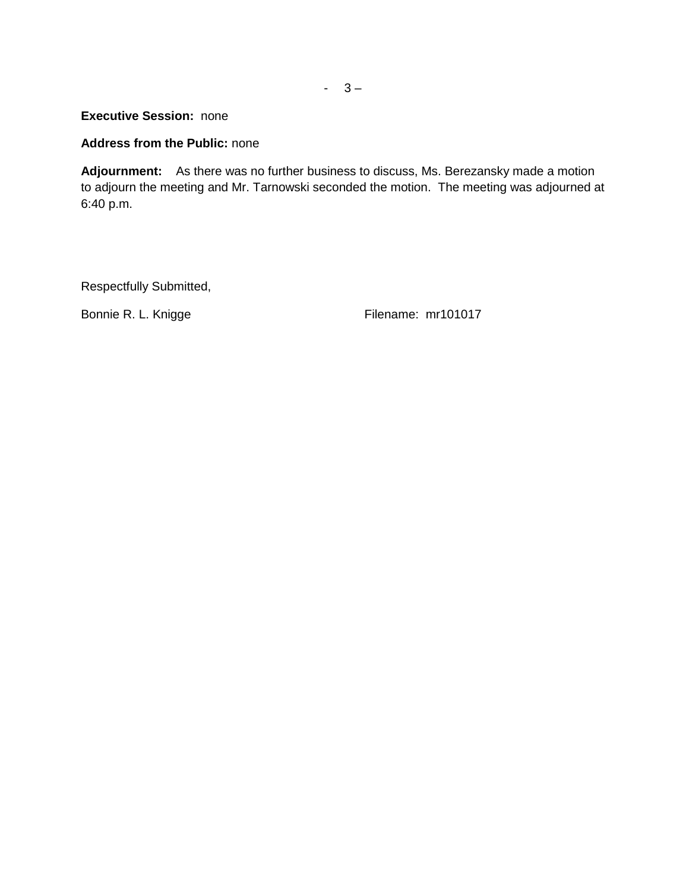**Executive Session:** none

**Address from the Public:** none

**Adjournment:** As there was no further business to discuss, Ms. Berezansky made a motion to adjourn the meeting and Mr. Tarnowski seconded the motion. The meeting was adjourned at 6:40 p.m.

Respectfully Submitted,

Bonnie R. L. Knigge

Filename: mr101017